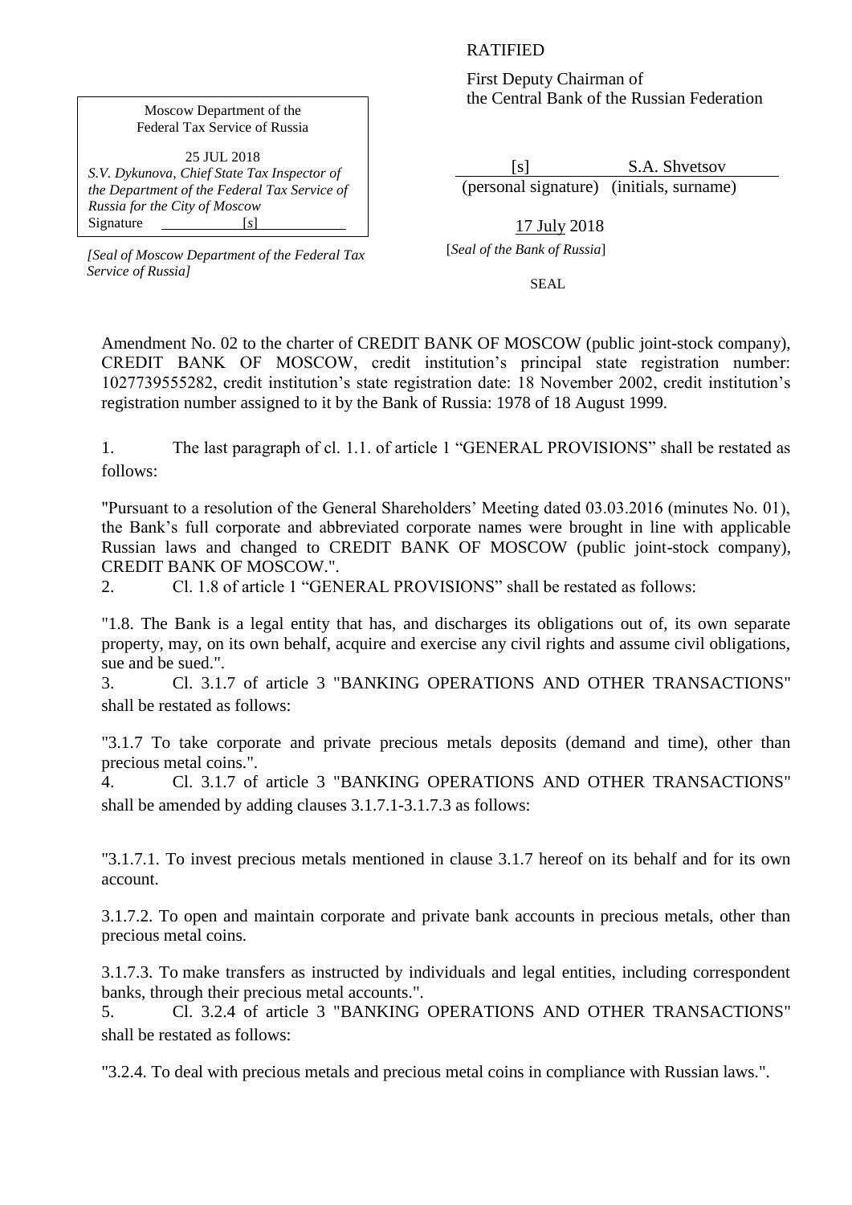RATIFIED

First Deputy Chairman of
the Central Bank of the Russian Federation

[s] S.A. Shvetsov
(personal signature) (initials, surname)

17 July 2018

[*Seal of the Bank of Russia*]

SEAL

Moscow Department of the
Federal Tax Service of Russia

25 JUL 2018
*S.V. Dykunova, Chief State Tax Inspector of the Department of the Federal Tax Service of Russia for the City of Moscow*
Signature [s]

*[Seal of Moscow Department of the Federal Tax Service of Russia]*

Amendment No. 02 to the charter of CREDIT BANK OF MOSCOW (public joint-stock company), CREDIT BANK OF MOSCOW, credit institution's principal state registration number: 1027739555282, credit institution's state registration date: 18 November 2002, credit institution's registration number assigned to it by the Bank of Russia: 1978 of 18 August 1999.

1. The last paragraph of cl. 1.1. of article 1 "GENERAL PROVISIONS" shall be restated as follows:

"Pursuant to a resolution of the General Shareholders' Meeting dated 03.03.2016 (minutes No. 01), the Bank's full corporate and abbreviated corporate names were brought in line with applicable Russian laws and changed to CREDIT BANK OF MOSCOW (public joint-stock company), CREDIT BANK OF MOSCOW.".

2. Cl. 1.8 of article 1 "GENERAL PROVISIONS" shall be restated as follows:

"1.8. The Bank is a legal entity that has, and discharges its obligations out of, its own separate property, may, on its own behalf, acquire and exercise any civil rights and assume civil obligations, sue and be sued.".

3. Cl. 3.1.7 of article 3 "BANKING OPERATIONS AND OTHER TRANSACTIONS" shall be restated as follows:

"3.1.7 To take corporate and private precious metals deposits (demand and time), other than precious metal coins.".

4. Cl. 3.1.7 of article 3 "BANKING OPERATIONS AND OTHER TRANSACTIONS" shall be amended by adding clauses 3.1.7.1-3.1.7.3 as follows:

"3.1.7.1. To invest precious metals mentioned in clause 3.1.7 hereof on its behalf and for its own account.

3.1.7.2. To open and maintain corporate and private bank accounts in precious metals, other than precious metal coins.

3.1.7.3. To make transfers as instructed by individuals and legal entities, including correspondent banks, through their precious metal accounts.".

5. Cl. 3.2.4 of article 3 "BANKING OPERATIONS AND OTHER TRANSACTIONS" shall be restated as follows:

"3.2.4. To deal with precious metals and precious metal coins in compliance with Russian laws.".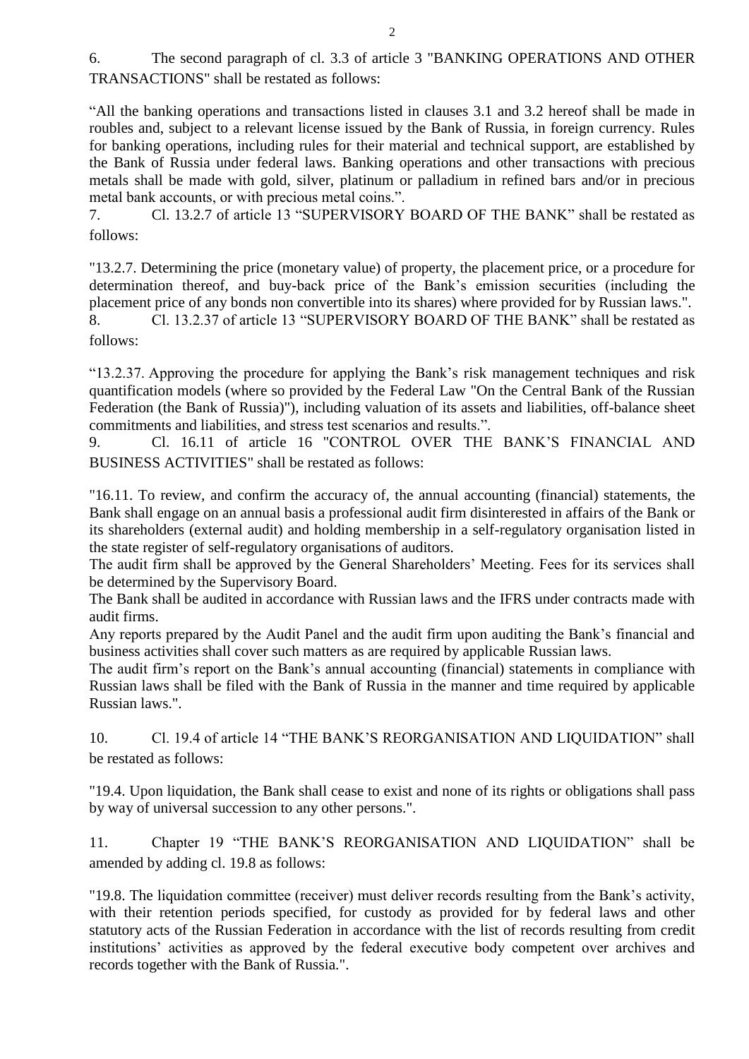6. The second paragraph of cl. 3.3 of article 3 "BANKING OPERATIONS AND OTHER TRANSACTIONS" shall be restated as follows:

“All the banking operations and transactions listed in clauses 3.1 and 3.2 hereof shall be made in roubles and, subject to a relevant license issued by the Bank of Russia, in foreign currency. Rules for banking operations, including rules for their material and technical support, are established by the Bank of Russia under federal laws. Banking operations and other transactions with precious metals shall be made with gold, silver, platinum or palladium in refined bars and/or in precious metal bank accounts, or with precious metal coins.”.

7. Cl. 13.2.7 of article 13 “SUPERVISORY BOARD OF THE BANK” shall be restated as follows:

"13.2.7. Determining the price (monetary value) of property, the placement price, or a procedure for determination thereof, and buy-back price of the Bank’s emission securities (including the placement price of any bonds non convertible into its shares) where provided for by Russian laws.".

8. Cl. 13.2.37 of article 13 “SUPERVISORY BOARD OF THE BANK” shall be restated as follows:

“13.2.37. Approving the procedure for applying the Bank’s risk management techniques and risk quantification models (where so provided by the Federal Law "On the Central Bank of the Russian Federation (the Bank of Russia)"), including valuation of its assets and liabilities, off-balance sheet commitments and liabilities, and stress test scenarios and results.”.

9. Cl. 16.11 of article 16 "CONTROL OVER THE BANK’S FINANCIAL AND BUSINESS ACTIVITIES" shall be restated as follows:

"16.11. To review, and confirm the accuracy of, the annual accounting (financial) statements, the Bank shall engage on an annual basis a professional audit firm disinterested in affairs of the Bank or its shareholders (external audit) and holding membership in a self-regulatory organisation listed in the state register of self-regulatory organisations of auditors.

The audit firm shall be approved by the General Shareholders’ Meeting. Fees for its services shall be determined by the Supervisory Board.

The Bank shall be audited in accordance with Russian laws and the IFRS under contracts made with audit firms.

Any reports prepared by the Audit Panel and the audit firm upon auditing the Bank’s financial and business activities shall cover such matters as are required by applicable Russian laws.

The audit firm’s report on the Bank’s annual accounting (financial) statements in compliance with Russian laws shall be filed with the Bank of Russia in the manner and time required by applicable Russian laws.".

10. Cl. 19.4 of article 14 “THE BANK’S REORGANISATION AND LIQUIDATION” shall be restated as follows:

"19.4. Upon liquidation, the Bank shall cease to exist and none of its rights or obligations shall pass by way of universal succession to any other persons.".

11. Chapter 19 “THE BANK’S REORGANISATION AND LIQUIDATION” shall be amended by adding cl. 19.8 as follows:

"19.8. The liquidation committee (receiver) must deliver records resulting from the Bank’s activity, with their retention periods specified, for custody as provided for by federal laws and other statutory acts of the Russian Federation in accordance with the list of records resulting from credit institutions’ activities as approved by the federal executive body competent over archives and records together with the Bank of Russia.".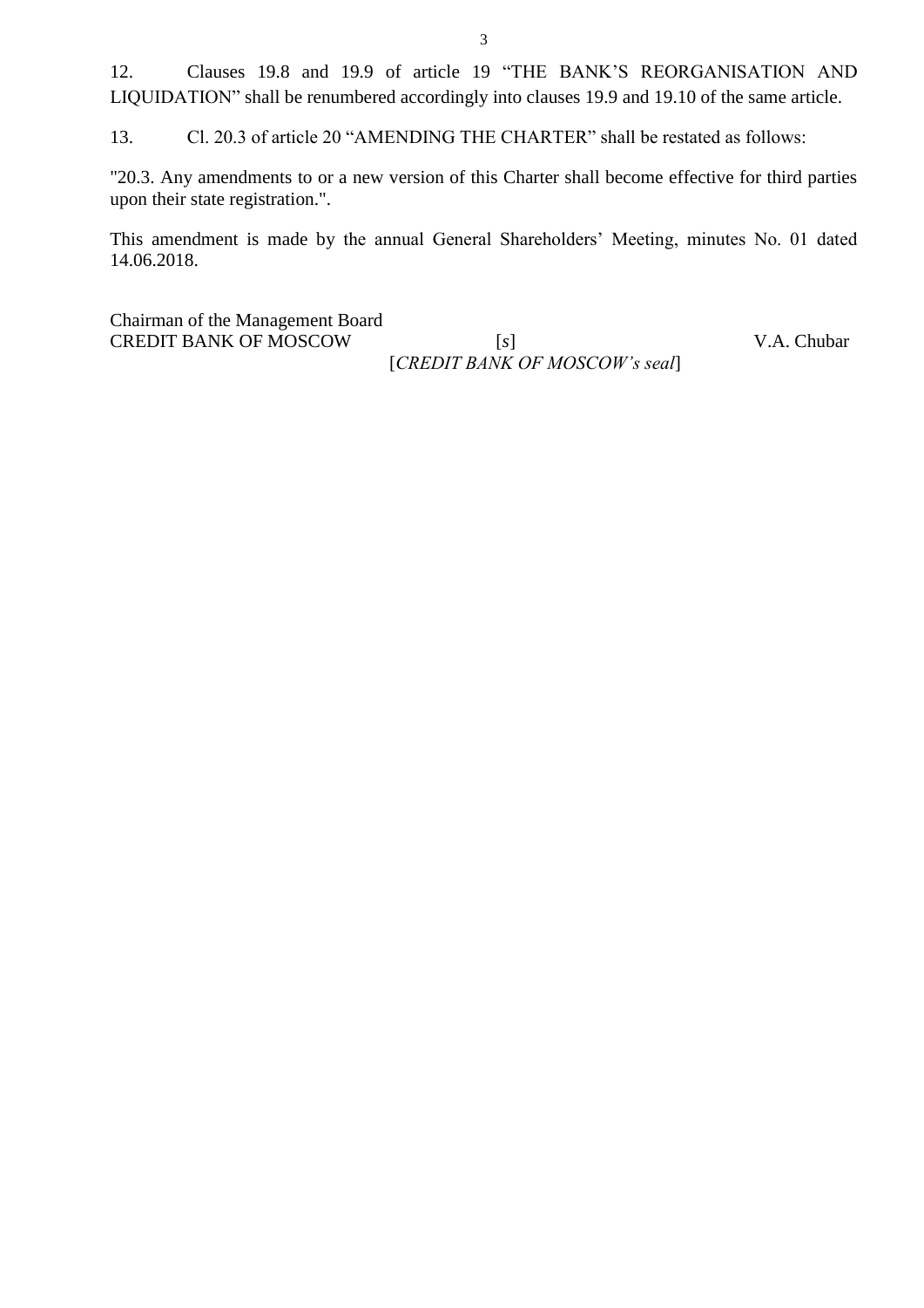12. Clauses 19.8 and 19.9 of article 19 "THE BANK'S REORGANISATION AND LIQUIDATION" shall be renumbered accordingly into clauses 19.9 and 19.10 of the same article.

13. Cl. 20.3 of article 20 "AMENDING THE CHARTER" shall be restated as follows:

"20.3. Any amendments to or a new version of this Charter shall become effective for third parties upon their state registration.".

This amendment is made by the annual General Shareholders' Meeting, minutes No. 01 dated 14.06.2018.

Chairman of the Management Board
CREDIT BANK OF MOSCOW [*s*] V.A. Chubar
[*CREDIT BANK OF MOSCOW's seal*]